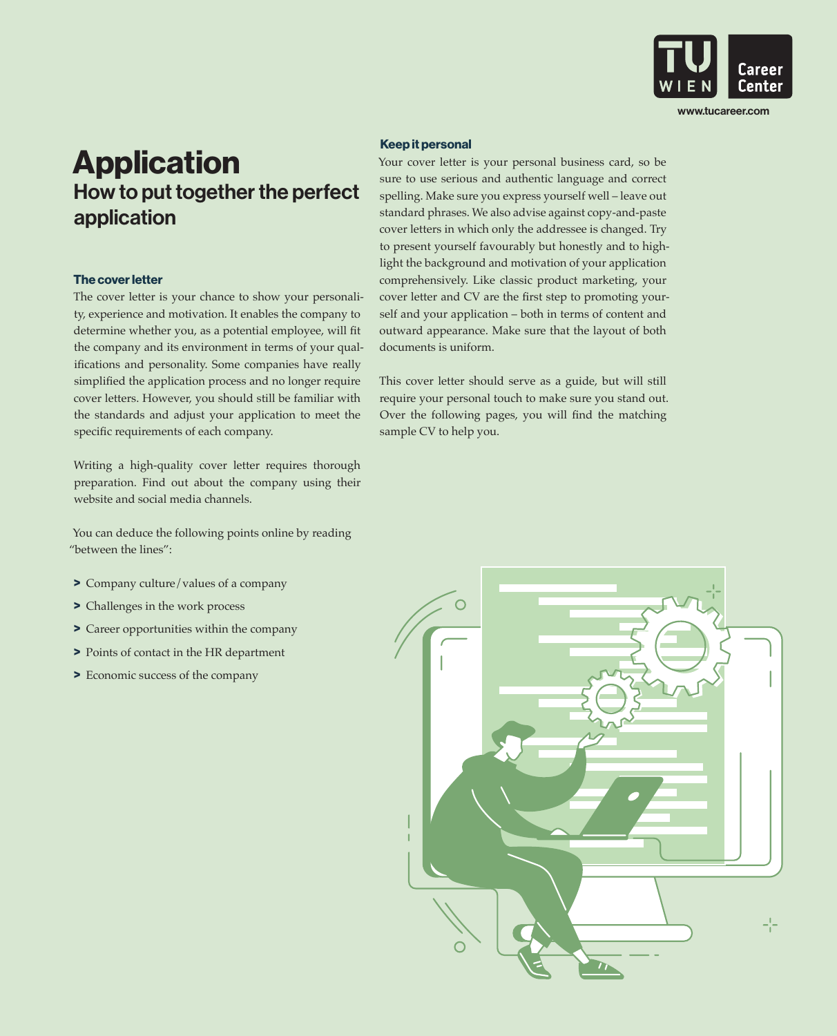# Application

## How to put together the perfect application

### The cover letter

The cover letter is your chance to show your personality, experience and motivation. It enables the company to determine whether you, as a potential employee, will fit the company and its environment in terms of your qualifications and personality. Some companies have really simplified the application process and no longer require cover letters. However, you should still be familiar with the standards and adjust your application to meet the specific requirements of each company.

Writing a high-quality cover letter requires thorough preparation. Find out about the company using their website and social media channels.

You can deduce the following points online by reading "between the lines":

> Company culture / values of a company
> Challenges in the work process
> Career opportunities within the company
> Points of contact in the HR department
> Economic success of the company

### Keep it personal

Your cover letter is your personal business card, so be sure to use serious and authentic language and correct spelling. Make sure you express yourself well – leave out standard phrases. We also advise against copy-and-paste cover letters in which only the addressee is changed. Try to present yourself favourably but honestly and to highlight the background and motivation of your application comprehensively. Like classic product marketing, your cover letter and CV are the first step to promoting yourself and your application – both in terms of content and outward appearance. Make sure that the layout of both documents is uniform.

This cover letter should serve as a guide, but will still require your personal touch to make sure you stand out. Over the following pages, you will find the matching sample CV to help you.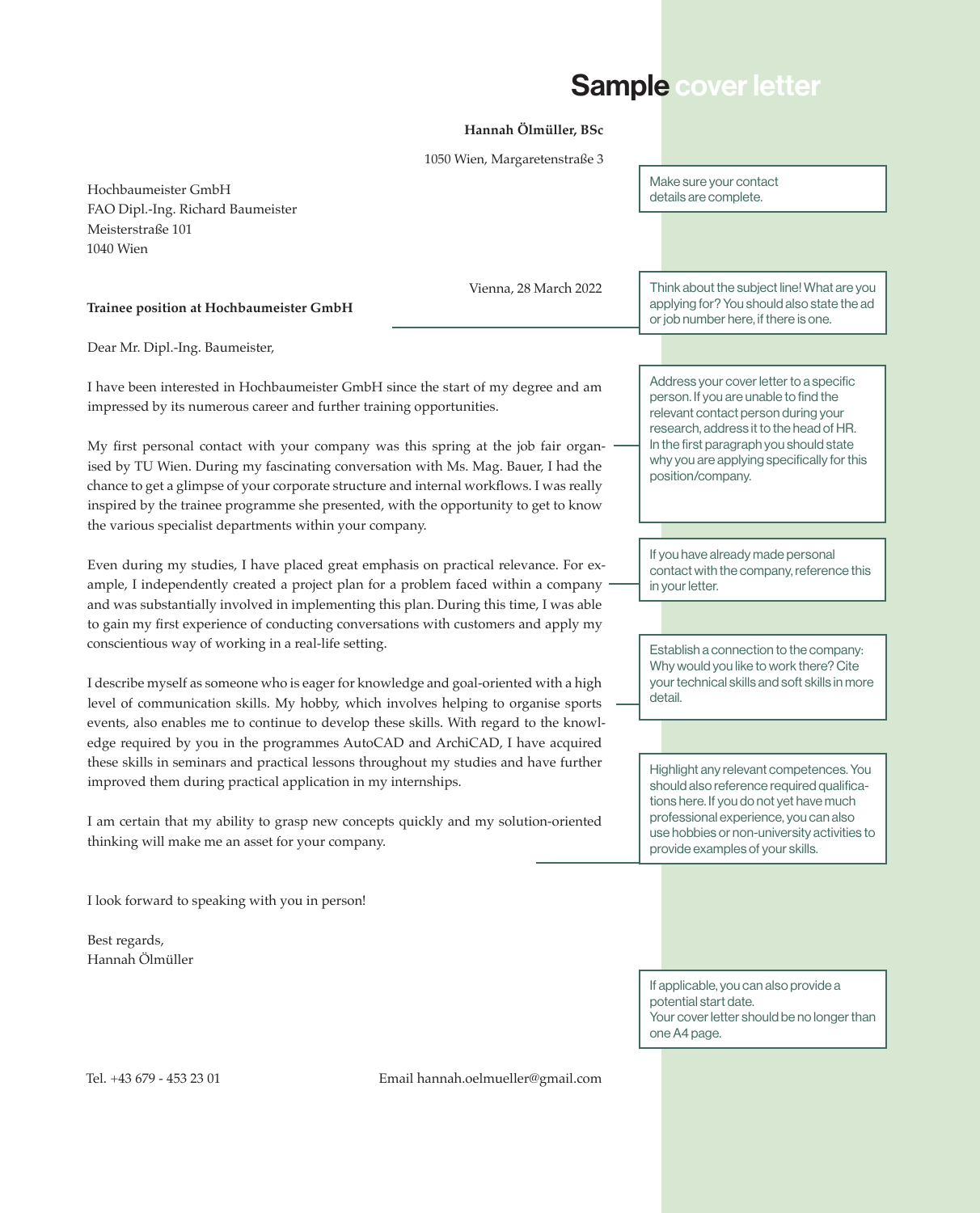# Sample cover letter

**Hannah Ölmüller, BSc**

1050 Wien, Margaretenstraße 3

Hochbaumeister GmbH
FAO Dipl.-Ing. Richard Baumeister
Meisterstraße 101
1040 Wien

Vienna, 28 March 2022

**Trainee position at Hochbaumeister GmbH**

Dear Mr. Dipl.-Ing. Baumeister,

I have been interested in Hochbaumeister GmbH since the start of my degree and am impressed by its numerous career and further training opportunities.

My first personal contact with your company was this spring at the job fair organised by TU Wien. During my fascinating conversation with Ms. Mag. Bauer, I had the chance to get a glimpse of your corporate structure and internal workflows. I was really inspired by the trainee programme she presented, with the opportunity to get to know the various specialist departments within your company.

Even during my studies, I have placed great emphasis on practical relevance. For example, I independently created a project plan for a problem faced within a company and was substantially involved in implementing this plan. During this time, I was able to gain my first experience of conducting conversations with customers and apply my conscientious way of working in a real-life setting.

I describe myself as someone who is eager for knowledge and goal-oriented with a high level of communication skills. My hobby, which involves helping to organise sports events, also enables me to continue to develop these skills. With regard to the knowledge required by you in the programmes AutoCAD and ArchiCAD, I have acquired these skills in seminars and practical lessons throughout my studies and have further improved them during practical application in my internships.

I am certain that my ability to grasp new concepts quickly and my solution-oriented thinking will make me an asset for your company.

I look forward to speaking with you in person!

Best regards,
Hannah Ölmüller

Tel. +43 679 - 453 23 01 Email hannah.oelmueller@gmail.com

---

Make sure your contact details are complete.

Think about the subject line! What are you applying for? You should also state the ad or job number here, if there is one.

Address your cover letter to a specific person. If you are unable to find the relevant contact person during your research, address it to the head of HR. In the first paragraph you should state why you are applying specifically for this position/company.

If you have already made personal contact with the company, reference this in your letter.

Establish a connection to the company: Why would you like to work there? Cite your technical skills and soft skills in more detail.

Highlight any relevant competences. You should also reference required qualifications here. If you do not yet have much professional experience, you can also use hobbies or non-university activities to provide examples of your skills.

If applicable, you can also provide a potential start date.
Your cover letter should be no longer than one A4 page.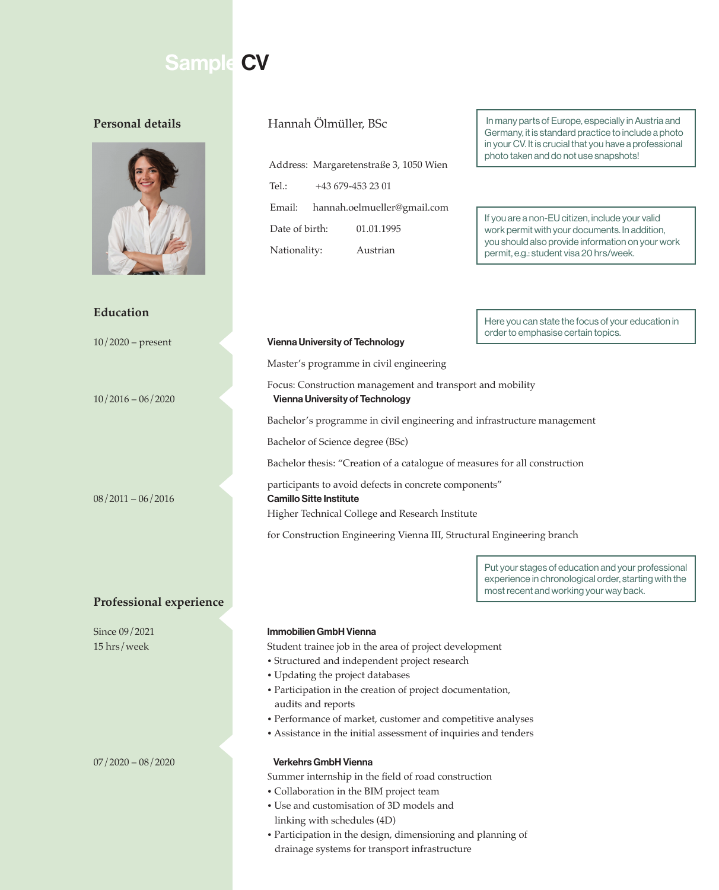# Sample CV

## Personal details

Hannah Ölmüller, BSc

Address: Margaretenstraße 3, 1050 Wien

Tel.: +43 679-453 23 01

Email: hannah.oelmueller@gmail.com

Date of birth: 01.01.1995

Nationality: Austrian

> In many parts of Europe, especially in Austria and Germany, it is standard practice to include a photo in your CV. It is crucial that you have a professional photo taken and do not use snapshots!

> If you are a non-EU citizen, include your valid work permit with your documents. In addition, you should also provide information on your work permit, e.g.: student visa 20 hrs/week.

## Education

> Here you can state the focus of your education in order to emphasise certain topics.

10/2020 – present

**Vienna University of Technology**

Master's programme in civil engineering

Focus: Construction management and transport and mobility

10/2016 – 06/2020

**Vienna University of Technology**

Bachelor's programme in civil engineering and infrastructure management

Bachelor of Science degree (BSc)

Bachelor thesis: "Creation of a catalogue of measures for all construction participants to avoid defects in concrete components"

08/2011 – 06/2016

**Camillo Sitte Institute**

Higher Technical College and Research Institute for Construction Engineering Vienna III, Structural Engineering branch

> Put your stages of education and your professional experience in chronological order, starting with the most recent and working your way back.

## Professional experience

Since 09/2021
15 hrs/week

**Immobilien GmbH Vienna**

Student trainee job in the area of project development

- Structured and independent project research
- Updating the project databases
- Participation in the creation of project documentation, audits and reports
- Performance of market, customer and competitive analyses
- Assistance in the initial assessment of inquiries and tenders

07/2020 – 08/2020

**Verkehrs GmbH Vienna**

Summer internship in the field of road construction

- Collaboration in the BIM project team
- Use and customisation of 3D models and linking with schedules (4D)
- Participation in the design, dimensioning and planning of drainage systems for transport infrastructure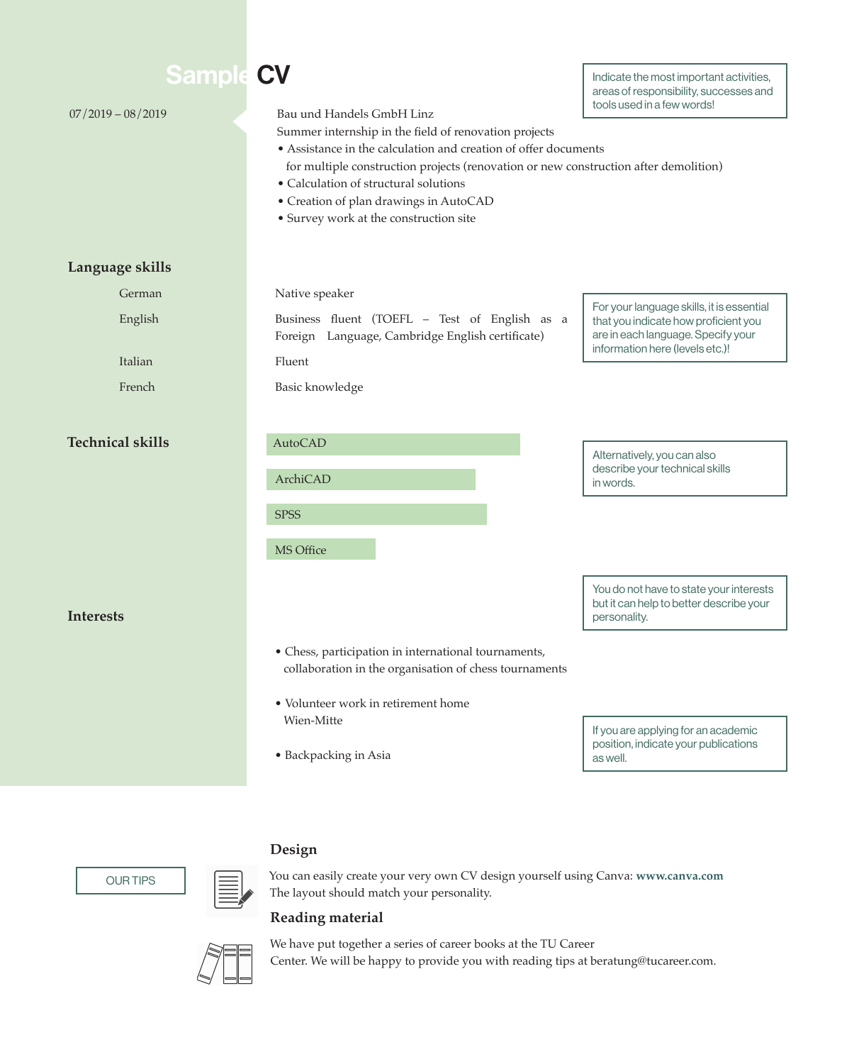# Sample CV

07/2019 – 08/2019

Bau und Handels GmbH Linz
Summer internship in the field of renovation projects

- Assistance in the calculation and creation of offer documents for multiple construction projects (renovation or new construction after demolition)
- Calculation of structural solutions
- Creation of plan drawings in AutoCAD
- Survey work at the construction site

> Indicate the most important activities, areas of responsibility, successes and tools used in a few words!

## Language skills

| | |
|---|---|
| German | Native speaker |
| English | Business fluent (TOEFL – Test of English as a Foreign Language, Cambridge English certificate) |
| Italian | Fluent |
| French | Basic knowledge |

> For your language skills, it is essential that you indicate how proficient you are in each language. Specify your information here (levels etc.)!

## Technical skills

AutoCAD

ArchiCAD

SPSS

MS Office

> Alternatively, you can also describe your technical skills in words.

## Interests

> You do not have to state your interests but it can help to better describe your personality.

- Chess, participation in international tournaments, collaboration in the organisation of chess tournaments
- Volunteer work in retirement home Wien-Mitte
- Backpacking in Asia

> If you are applying for an academic position, indicate your publications as well.

OUR TIPS

### Design

You can easily create your very own CV design yourself using Canva: **www.canva.com**
The layout should match your personality.

### Reading material

We have put together a series of career books at the TU Career Center. We will be happy to provide you with reading tips at beratung@tucareer.com.